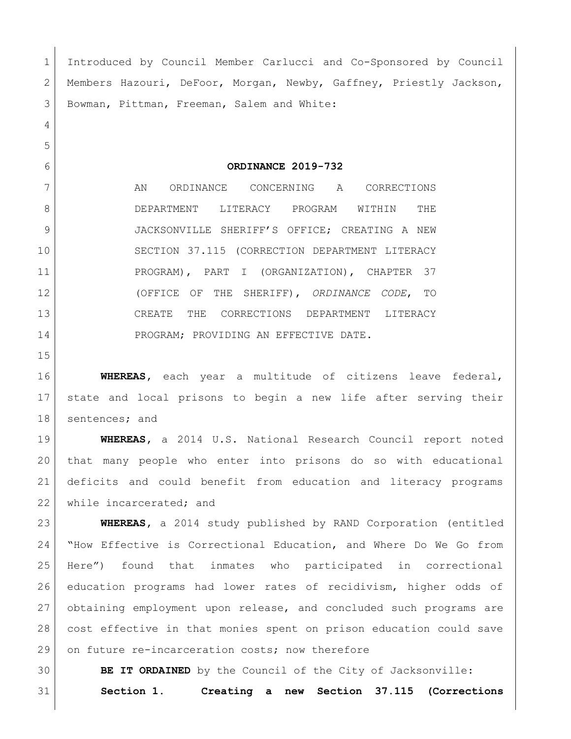Introduced by Council Member Carlucci and Co-Sponsored by Council Members Hazouri, DeFoor, Morgan, Newby, Gaffney, Priestly Jackson, Bowman, Pittman, Freeman, Salem and White:

**ORDINANCE 2019-732**

AN ORDINANCE CONCERNING A CORRECTIONS DEPARTMENT LITERACY PROGRAM WITHIN THE JACKSONVILLE SHERIFF'S OFFICE; CREATING A NEW SECTION 37.115 (CORRECTION DEPARTMENT LITERACY PROGRAM), PART I (ORGANIZATION), CHAPTER 37 (OFFICE OF THE SHERIFF), *ORDINANCE CODE*, TO CREATE THE CORRECTIONS DEPARTMENT LITERACY PROGRAM; PROVIDING AN EFFECTIVE DATE.

**WHEREAS**, each year a multitude of citizens leave federal, state and local prisons to begin a new life after serving their sentences; and

**WHEREAS**, a 2014 U.S. National Research Council report noted that many people who enter into prisons do so with educational deficits and could benefit from education and literacy programs while incarcerated; and

**WHEREAS**, a 2014 study published by RAND Corporation (entitled "How Effective is Correctional Education, and Where Do We Go from Here") found that inmates who participated in correctional education programs had lower rates of recidivism, higher odds of obtaining employment upon release, and concluded such programs are cost effective in that monies spent on prison education could save on future re-incarceration costs; now therefore

**BE IT ORDAINED** by the Council of the City of Jacksonville:

**Section 1. Creating a new Section 37.115 (Corrections**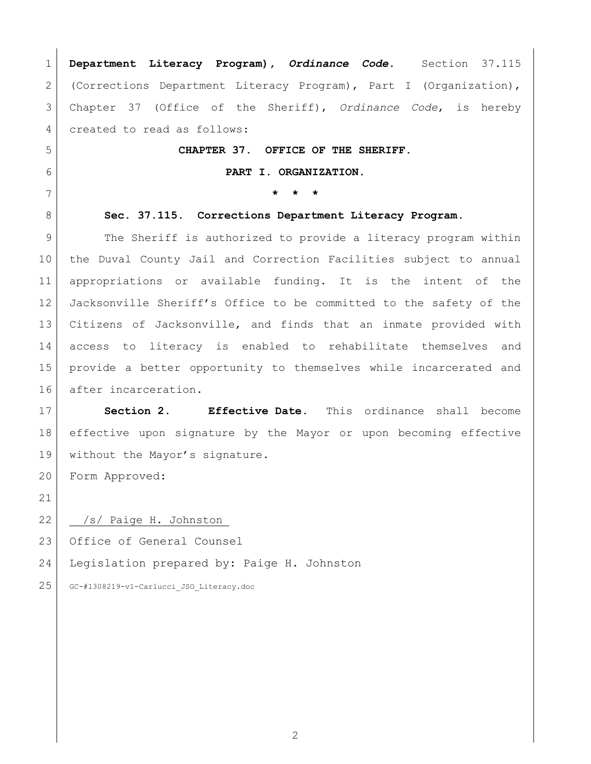**Department Literacy Program), *Ordinance Code*.** Section 37.115 (Corrections Department Literacy Program), Part I (Organization), Chapter 37 (Office of the Sheriff), *Ordinance Code*, is hereby created to read as follows:

**CHAPTER 37. OFFICE OF THE SHERIFF.**

**PART I. ORGANIZATION.**

**\* \* \***

**Sec. 37.115. Corrections Department Literacy Program.**

The Sheriff is authorized to provide a literacy program within the Duval County Jail and Correction Facilities subject to annual appropriations or available funding. It is the intent of the Jacksonville Sheriff's Office to be committed to the safety of the Citizens of Jacksonville, and finds that an inmate provided with access to literacy is enabled to rehabilitate themselves and provide a better opportunity to themselves while incarcerated and after incarceration.

**Section 2. Effective Date.** This ordinance shall become effective upon signature by the Mayor or upon becoming effective without the Mayor's signature.

Form Approved:

/s/ Paige H. Johnston

Office of General Counsel

Legislation prepared by: Paige H. Johnston

GC-#1308219-v1-Carlucci_JSO_Literacy.doc